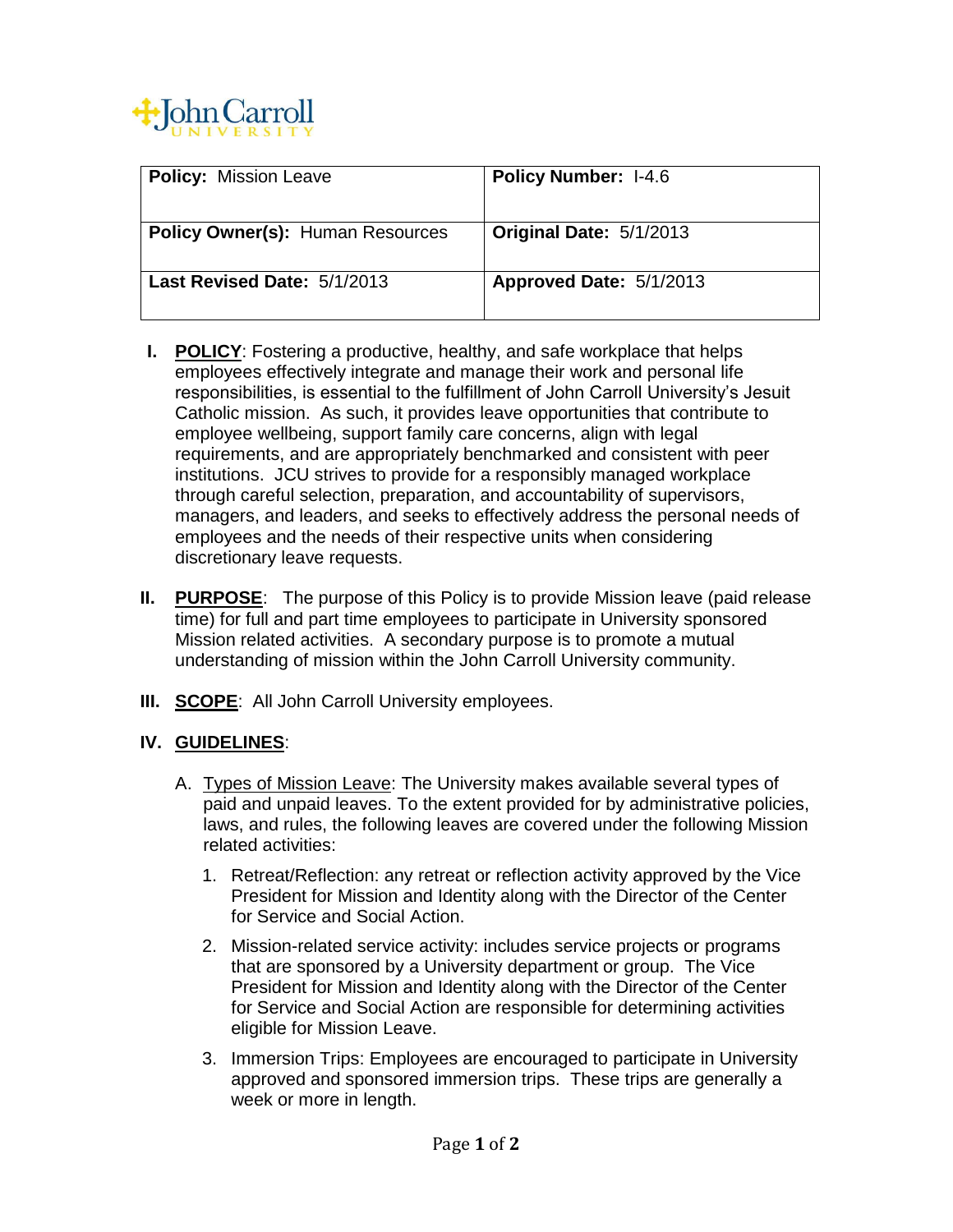John Carroll UNIVERSITY

| **Policy:** Mission Leave | **Policy Number:** I-4.6 |
|---|---|
| **Policy Owner(s):** Human Resources | **Original Date:** 5/1/2013 |
| **Last Revised Date:** 5/1/2013 | **Approved Date:** 5/1/2013 |

**I. POLICY**: Fostering a productive, healthy, and safe workplace that helps employees effectively integrate and manage their work and personal life responsibilities, is essential to the fulfillment of John Carroll University's Jesuit Catholic mission. As such, it provides leave opportunities that contribute to employee wellbeing, support family care concerns, align with legal requirements, and are appropriately benchmarked and consistent with peer institutions. JCU strives to provide for a responsibly managed workplace through careful selection, preparation, and accountability of supervisors, managers, and leaders, and seeks to effectively address the personal needs of employees and the needs of their respective units when considering discretionary leave requests.

**II. PURPOSE**: The purpose of this Policy is to provide Mission leave (paid release time) for full and part time employees to participate in University sponsored Mission related activities. A secondary purpose is to promote a mutual understanding of mission within the John Carroll University community.

**III. SCOPE**: All John Carroll University employees.

**IV. GUIDELINES**:

A. Types of Mission Leave: The University makes available several types of paid and unpaid leaves. To the extent provided for by administrative policies, laws, and rules, the following leaves are covered under the following Mission related activities:

1. Retreat/Reflection: any retreat or reflection activity approved by the Vice President for Mission and Identity along with the Director of the Center for Service and Social Action.

2. Mission-related service activity: includes service projects or programs that are sponsored by a University department or group. The Vice President for Mission and Identity along with the Director of the Center for Service and Social Action are responsible for determining activities eligible for Mission Leave.

3. Immersion Trips: Employees are encouraged to participate in University approved and sponsored immersion trips. These trips are generally a week or more in length.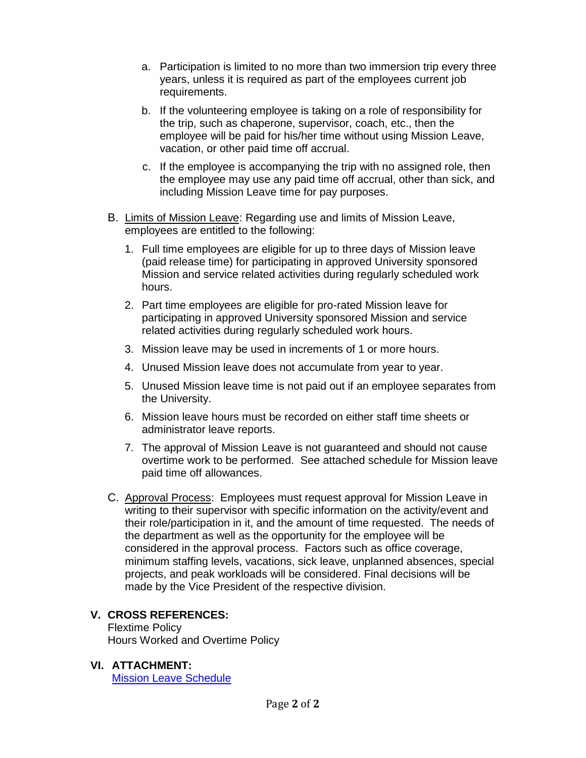a. Participation is limited to no more than two immersion trip every three years, unless it is required as part of the employees current job requirements.

b. If the volunteering employee is taking on a role of responsibility for the trip, such as chaperone, supervisor, coach, etc., then the employee will be paid for his/her time without using Mission Leave, vacation, or other paid time off accrual.

c. If the employee is accompanying the trip with no assigned role, then the employee may use any paid time off accrual, other than sick, and including Mission Leave time for pay purposes.

B. Limits of Mission Leave: Regarding use and limits of Mission Leave, employees are entitled to the following:

1. Full time employees are eligible for up to three days of Mission leave (paid release time) for participating in approved University sponsored Mission and service related activities during regularly scheduled work hours.
2. Part time employees are eligible for pro-rated Mission leave for participating in approved University sponsored Mission and service related activities during regularly scheduled work hours.
3. Mission leave may be used in increments of 1 or more hours.
4. Unused Mission leave does not accumulate from year to year.
5. Unused Mission leave time is not paid out if an employee separates from the University.
6. Mission leave hours must be recorded on either staff time sheets or administrator leave reports.
7. The approval of Mission Leave is not guaranteed and should not cause overtime work to be performed. See attached schedule for Mission leave paid time off allowances.

C. Approval Process: Employees must request approval for Mission Leave in writing to their supervisor with specific information on the activity/event and their role/participation in it, and the amount of time requested. The needs of the department as well as the opportunity for the employee will be considered in the approval process. Factors such as office coverage, minimum staffing levels, vacations, sick leave, unplanned absences, special projects, and peak workloads will be considered. Final decisions will be made by the Vice President of the respective division.

## V. CROSS REFERENCES:

Flextime Policy
Hours Worked and Overtime Policy

## VI. ATTACHMENT:

Mission Leave Schedule